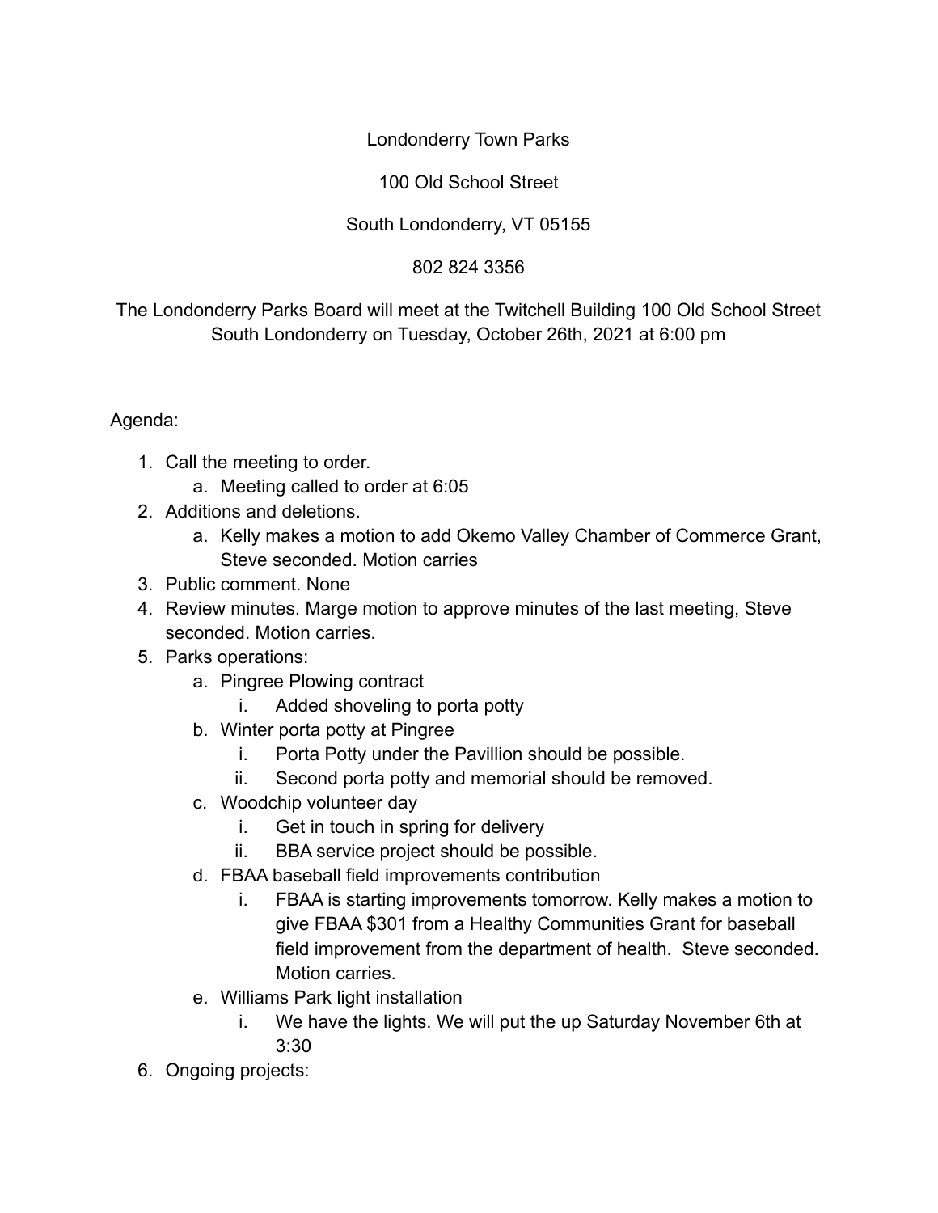Londonderry Town Parks

100 Old School Street

South Londonderry, VT 05155

802 824 3356

The Londonderry Parks Board will meet at the Twitchell Building 100 Old School Street South Londonderry on Tuesday, October 26th, 2021 at 6:00 pm

Agenda:

1. Call the meeting to order.
   a. Meeting called to order at 6:05
2. Additions and deletions.
   a. Kelly makes a motion to add Okemo Valley Chamber of Commerce Grant, Steve seconded. Motion carries
3. Public comment. None
4. Review minutes. Marge motion to approve minutes of the last meeting, Steve seconded. Motion carries.
5. Parks operations:
   a. Pingree Plowing contract
      i. Added shoveling to porta potty
   b. Winter porta potty at Pingree
      i. Porta Potty under the Pavillion should be possible.
      ii. Second porta potty and memorial should be removed.
   c. Woodchip volunteer day
      i. Get in touch in spring for delivery
      ii. BBA service project should be possible.
   d. FBAA baseball field improvements contribution
      i. FBAA is starting improvements tomorrow. Kelly makes a motion to give FBAA $301 from a Healthy Communities Grant for baseball field improvement from the department of health. Steve seconded. Motion carries.
   e. Williams Park light installation
      i. We have the lights. We will put the up Saturday November 6th at 3:30
6. Ongoing projects: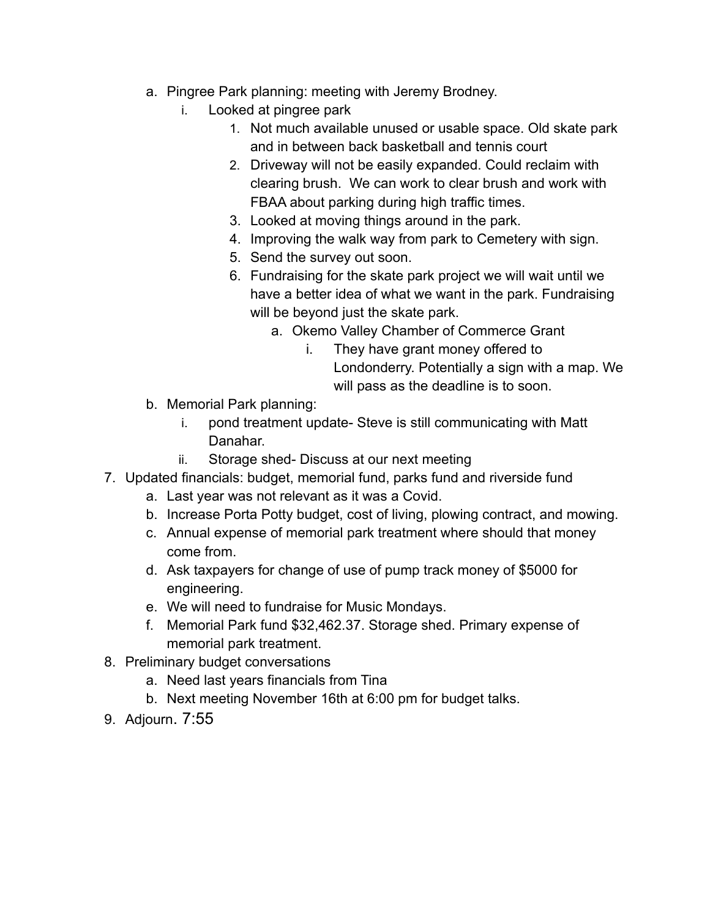a. Pingree Park planning: meeting with Jeremy Brodney.
    i. Looked at pingree park
        1. Not much available unused or usable space. Old skate park and in between back basketball and tennis court
        2. Driveway will not be easily expanded. Could reclaim with clearing brush. We can work to clear brush and work with FBAA about parking during high traffic times.
        3. Looked at moving things around in the park.
        4. Improving the walk way from park to Cemetery with sign.
        5. Send the survey out soon.
        6. Fundraising for the skate park project we will wait until we have a better idea of what we want in the park. Fundraising will be beyond just the skate park.
            a. Okemo Valley Chamber of Commerce Grant
                i. They have grant money offered to Londonderry. Potentially a sign with a map. We will pass as the deadline is to soon.

b. Memorial Park planning:
    i. pond treatment update- Steve is still communicating with Matt Danahar.
    ii. Storage shed- Discuss at our next meeting

7. Updated financials: budget, memorial fund, parks fund and riverside fund
    a. Last year was not relevant as it was a Covid.
    b. Increase Porta Potty budget, cost of living, plowing contract, and mowing.
    c. Annual expense of memorial park treatment where should that money come from.
    d. Ask taxpayers for change of use of pump track money of $5000 for engineering.
    e. We will need to fundraise for Music Mondays.
    f. Memorial Park fund $32,462.37. Storage shed. Primary expense of memorial park treatment.
8. Preliminary budget conversations
    a. Need last years financials from Tina
    b. Next meeting November 16th at 6:00 pm for budget talks.
9. Adjourn. 7:55